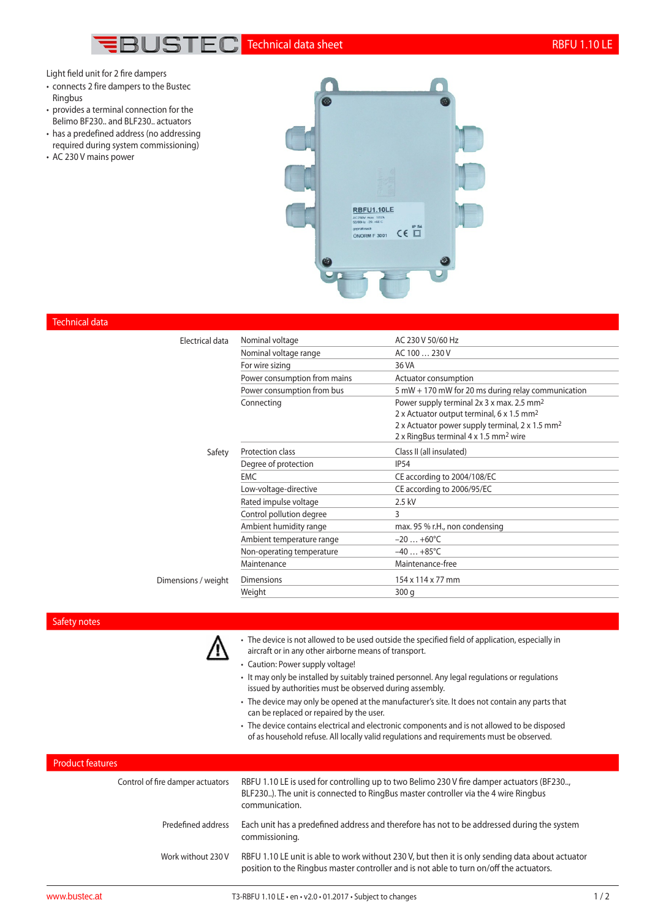# Technical data sheet RBFU 1.10 LE

Light field unit for 2 fire dampers

- connects 2 fire dampers to the Bustec Ringbus
- provides a terminal connection for the Belimo BF230.. and BLF230.. actuators
- has a predefined address (no addressing required during system commissioning)
- AC 230 V mains power

## Technical data

| | | |
|---|---|---|
| Electrical data | Nominal voltage | AC 230 V 50/60 Hz |
| | Nominal voltage range | AC 100 … 230 V |
| | For wire sizing | 36 VA |
| | Power consumption from mains | Actuator consumption |
| | Power consumption from bus | 5 mW + 170 mW for 20 ms during relay communication |
| | Connecting | Power supply terminal 2x 3 x max. 2.5 mm² <br> 2 x Actuator output terminal, 6 x 1.5 mm² <br> 2 x Actuator power supply terminal, 2 x 1.5 mm² <br> 2 x RingBus terminal 4 x 1.5 mm² wire |
| Safety | Protection class | Class II (all insulated) |
| | Degree of protection | IP54 |
| | EMC | CE according to 2004/108/EC |
| | Low-voltage-directive | CE according to 2006/95/EC |
| | Rated impulse voltage | 2.5 kV |
| | Control pollution degree | 3 |
| | Ambient humidity range | max. 95 % r.H., non condensing |
| | Ambient temperature range | −20 … +60°C |
| | Non-operating temperature | −40 … +85°C |
| | Maintenance | Maintenance-free |
| Dimensions / weight | Dimensions | 154 x 114 x 77 mm |
| | Weight | 300 g |

## Safety notes

- The device is not allowed to be used outside the specified field of application, especially in aircraft or in any other airborne means of transport.
- Caution: Power supply voltage!
- It may only be installed by suitably trained personnel. Any legal regulations or regulations issued by authorities must be observed during assembly.
- The device may only be opened at the manufacturer's site. It does not contain any parts that can be replaced or repaired by the user.
- The device contains electrical and electronic components and is not allowed to be disposed of as household refuse. All locally valid regulations and requirements must be observed.

## Product features

**Control of fire damper actuators**
RBFU 1.10 LE is used for controlling up to two Belimo 230 V fire damper actuators (BF230.., BLF230..). The unit is connected to RingBus master controller via the 4 wire Ringbus communication.

**Predefined address**
Each unit has a predefined address and therefore has not to be addressed during the system commissioning.

**Work without 230 V**
RBFU 1.10 LE unit is able to work without 230 V, but then it is only sending data about actuator position to the Ringbus master controller and is not able to turn on/off the actuators.

www.bustec.at — T3-RBFU 1.10 LE • en • v2.0 • 01.2017 • Subject to changes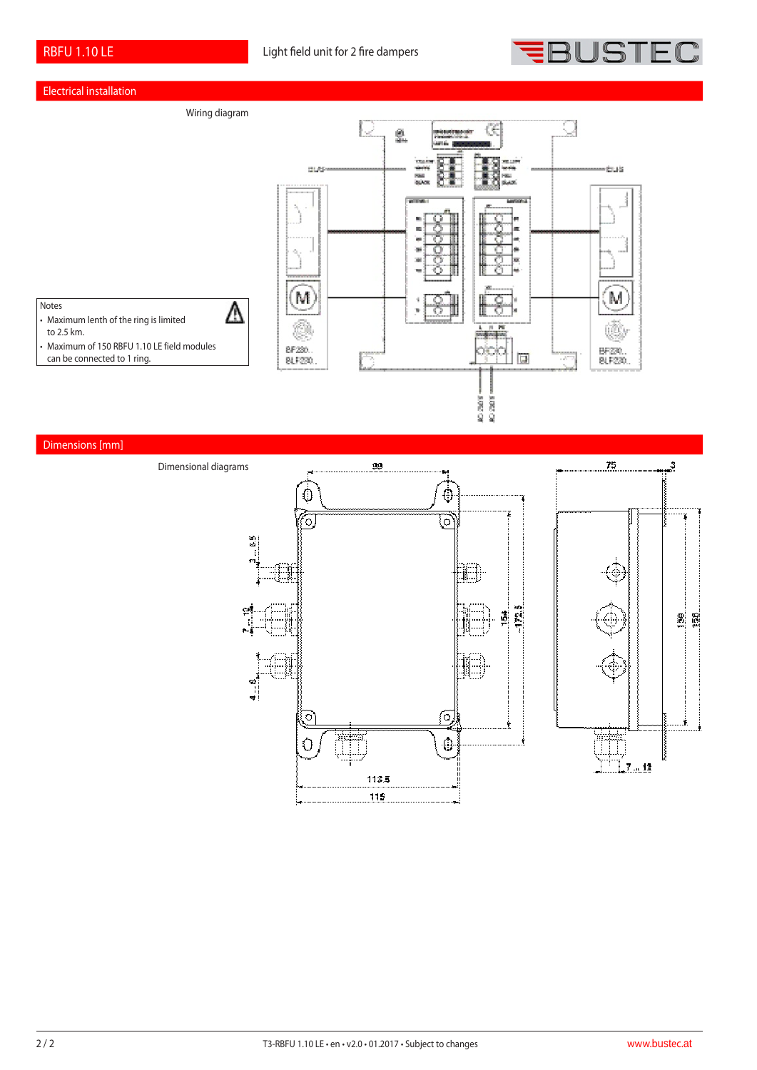RBFU 1.10 LE

Light field unit for 2 fire dampers

## Electrical installation

Wiring diagram

Notes

- Maximum lenth of the ring is limited to 2.5 km.
- Maximum of 150 RBFU 1.10 LE field modules can be connected to 1 ring.

BUS

BUS

YELLOW
WHITE
RED
BLACK

YELLOW
WHITE
RED
BLACK

M

M

BF230..
BLF230..

BF230..
BLF230..

L N PE

AC 230 V

AC 230 V

## Dimensions [mm]

Dimensional diagrams

99

75

3

3 ... 6.5

7 ... 12

4 ... 8

154

172.5

150

158

113.5

115

7 ... 12